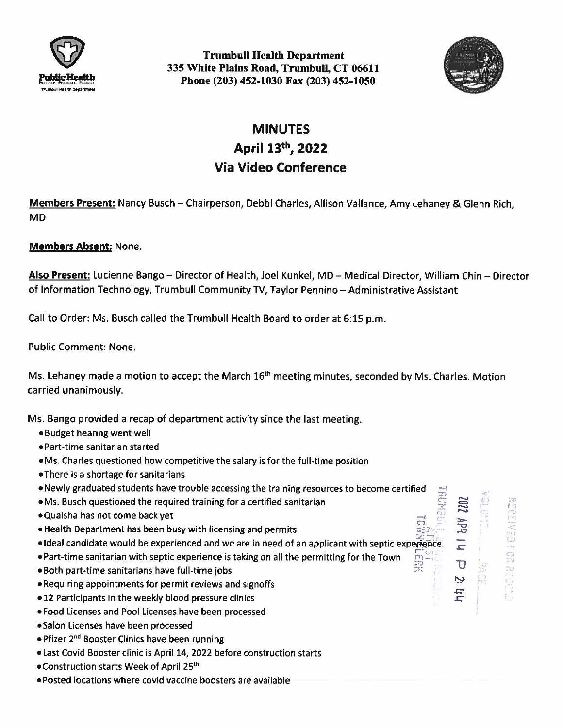**Trumbull Health Department**
**335 White Plains Road, Trumbull, CT 06611**
**Phone (203) 452-1030 Fax (203) 452-1050**

# MINUTES
## April 13th, 2022
## Via Video Conference

**Members Present:** Nancy Busch – Chairperson, Debbi Charles, Allison Vallance, Amy Lehaney & Glenn Rich, MD

**Members Absent:** None.

**Also Present:** Lucienne Bango – Director of Health, Joel Kunkel, MD – Medical Director, William Chin – Director of Information Technology, Trumbull Community TV, Taylor Pennino – Administrative Assistant

Call to Order: Ms. Busch called the Trumbull Health Board to order at 6:15 p.m.

Public Comment: None.

Ms. Lehaney made a motion to accept the March 16th meeting minutes, seconded by Ms. Charles. Motion carried unanimously.

Ms. Bango provided a recap of department activity since the last meeting.

- Budget hearing went well
- Part-time sanitarian started
- Ms. Charles questioned how competitive the salary is for the full-time position
- There is a shortage for sanitarians
- Newly graduated students have trouble accessing the training resources to become certified
- Ms. Busch questioned the required training for a certified sanitarian
- Quaisha has not come back yet
- Health Department has been busy with licensing and permits
- Ideal candidate would be experienced and we are in need of an applicant with septic experience
- Part-time sanitarian with septic experience is taking on all the permitting for the Town
- Both part-time sanitarians have full-time jobs
- Requiring appointments for permit reviews and signoffs
- 12 Participants in the weekly blood pressure clinics
- Food Licenses and Pool Licenses have been processed
- Salon Licenses have been processed
- Pfizer 2nd Booster Clinics have been running
- Last Covid Booster clinic is April 14, 2022 before construction starts
- Construction starts Week of April 25th
- Posted locations where covid vaccine boosters are available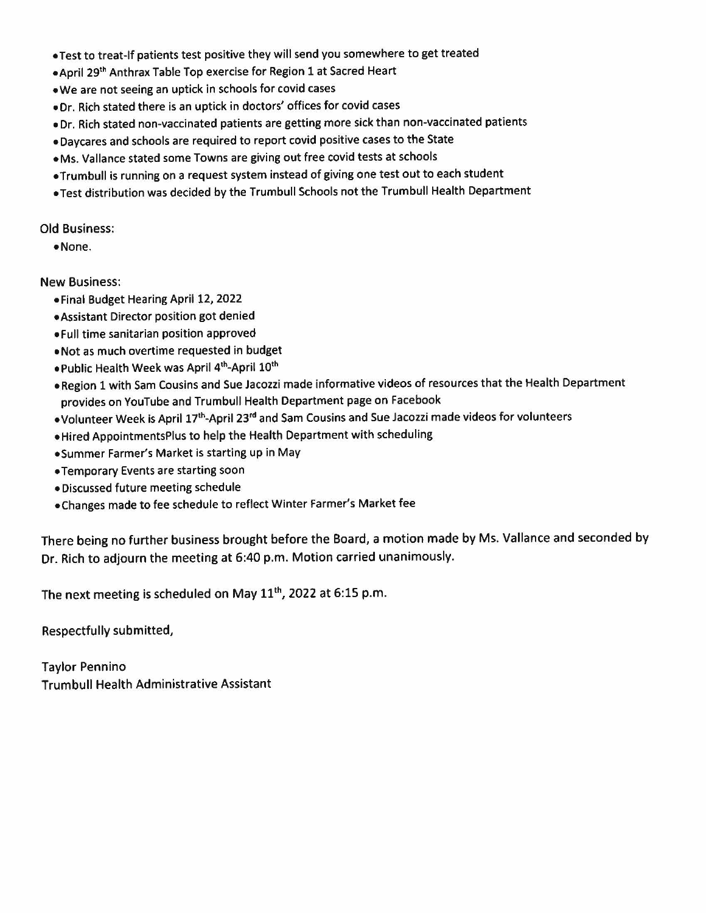- Test to treat-If patients test positive they will send you somewhere to get treated
- April 29th Anthrax Table Top exercise for Region 1 at Sacred Heart
- We are not seeing an uptick in schools for covid cases
- Dr. Rich stated there is an uptick in doctors' offices for covid cases
- Dr. Rich stated non-vaccinated patients are getting more sick than non-vaccinated patients
- Daycares and schools are required to report covid positive cases to the State
- Ms. Vallance stated some Towns are giving out free covid tests at schools
- Trumbull is running on a request system instead of giving one test out to each student
- Test distribution was decided by the Trumbull Schools not the Trumbull Health Department

Old Business:

- None.

New Business:

- Final Budget Hearing April 12, 2022
- Assistant Director position got denied
- Full time sanitarian position approved
- Not as much overtime requested in budget
- Public Health Week was April 4th-April 10th
- Region 1 with Sam Cousins and Sue Jacozzi made informative videos of resources that the Health Department provides on YouTube and Trumbull Health Department page on Facebook
- Volunteer Week is April 17th-April 23rd and Sam Cousins and Sue Jacozzi made videos for volunteers
- Hired AppointmentsPlus to help the Health Department with scheduling
- Summer Farmer's Market is starting up in May
- Temporary Events are starting soon
- Discussed future meeting schedule
- Changes made to fee schedule to reflect Winter Farmer's Market fee

There being no further business brought before the Board, a motion made by Ms. Vallance and seconded by Dr. Rich to adjourn the meeting at 6:40 p.m. Motion carried unanimously.

The next meeting is scheduled on May 11th, 2022 at 6:15 p.m.

Respectfully submitted,

Taylor Pennino
Trumbull Health Administrative Assistant